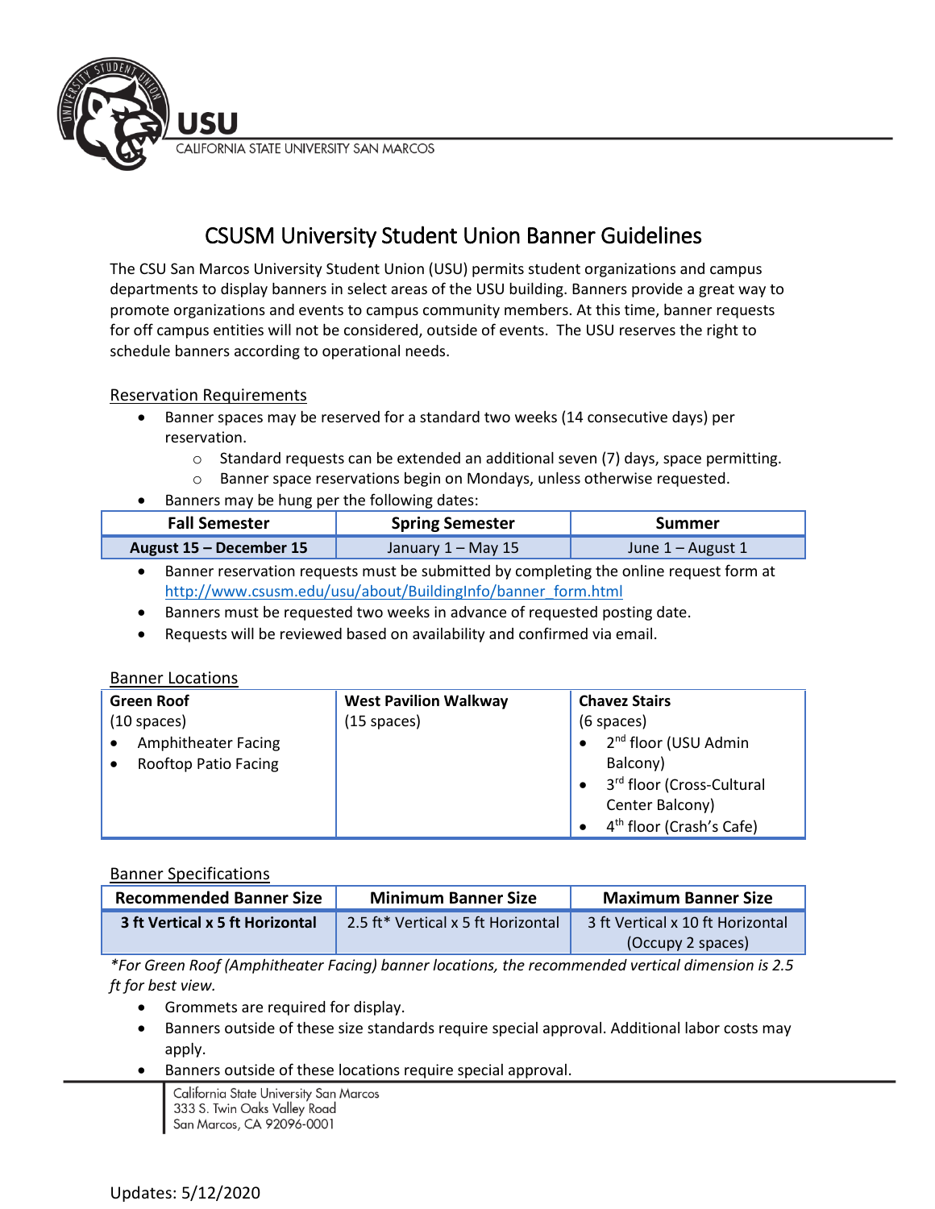# CSUSM University Student Union Banner Guidelines

The CSU San Marcos University Student Union (USU) permits student organizations and campus departments to display banners in select areas of the USU building. Banners provide a great way to promote organizations and events to campus community members. At this time, banner requests for off campus entities will not be considered, outside of events. The USU reserves the right to schedule banners according to operational needs.

## Reservation Requirements

- Banner spaces may be reserved for a standard two weeks (14 consecutive days) per reservation.
  - Standard requests can be extended an additional seven (7) days, space permitting.
  - Banner space reservations begin on Mondays, unless otherwise requested.
- Banners may be hung per the following dates:

| Fall Semester | Spring Semester | Summer |
|---|---|---|
| **August 15 – December 15** | January 1 – May 15 | June 1 – August 1 |

- Banner reservation requests must be submitted by completing the online request form at http://www.csusm.edu/usu/about/BuildingInfo/banner_form.html
- Banners must be requested two weeks in advance of requested posting date.
- Requests will be reviewed based on availability and confirmed via email.

## Banner Locations

| Green Roof | West Pavilion Walkway | Chavez Stairs |
|---|---|---|
| (10 spaces)<br>• Amphitheater Facing<br>• Rooftop Patio Facing | (15 spaces) | (6 spaces)<br>• 2nd floor (USU Admin Balcony)<br>• 3rd floor (Cross-Cultural Center Balcony)<br>• 4th floor (Crash's Cafe) |

## Banner Specifications

| Recommended Banner Size | Minimum Banner Size | Maximum Banner Size |
|---|---|---|
| **3 ft Vertical x 5 ft Horizontal** | 2.5 ft* Vertical x 5 ft Horizontal | 3 ft Vertical x 10 ft Horizontal (Occupy 2 spaces) |

*\*For Green Roof (Amphitheater Facing) banner locations, the recommended vertical dimension is 2.5 ft for best view.*

- Grommets are required for display.
- Banners outside of these size standards require special approval. Additional labor costs may apply.
- Banners outside of these locations require special approval.

California State University San Marcos
333 S. Twin Oaks Valley Road
San Marcos, CA 92096-0001

Updates: 5/12/2020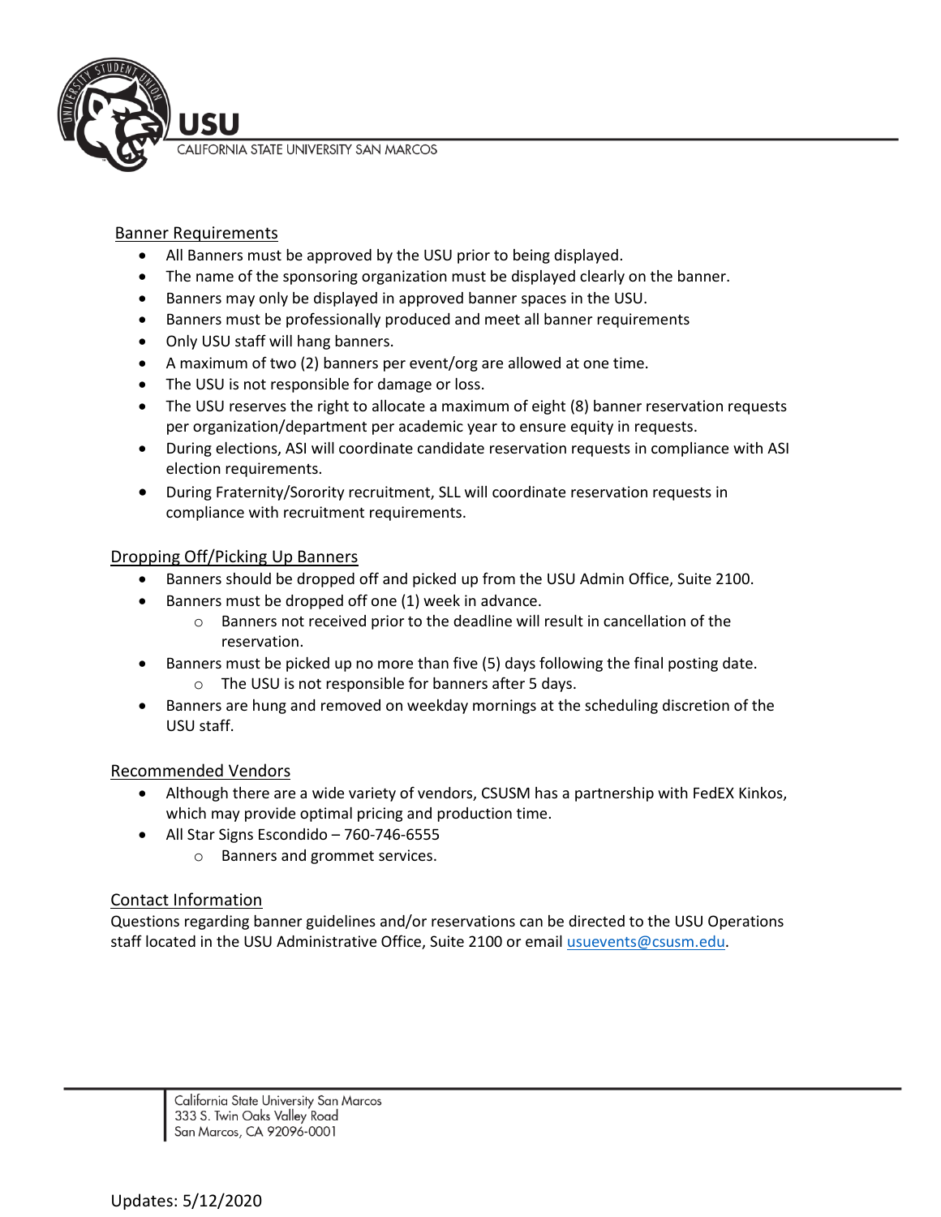## Banner Requirements

- All Banners must be approved by the USU prior to being displayed.
- The name of the sponsoring organization must be displayed clearly on the banner.
- Banners may only be displayed in approved banner spaces in the USU.
- Banners must be professionally produced and meet all banner requirements
- Only USU staff will hang banners.
- A maximum of two (2) banners per event/org are allowed at one time.
- The USU is not responsible for damage or loss.
- The USU reserves the right to allocate a maximum of eight (8) banner reservation requests per organization/department per academic year to ensure equity in requests.
- During elections, ASI will coordinate candidate reservation requests in compliance with ASI election requirements.
- During Fraternity/Sorority recruitment, SLL will coordinate reservation requests in compliance with recruitment requirements.

## Dropping Off/Picking Up Banners

- Banners should be dropped off and picked up from the USU Admin Office, Suite 2100.
- Banners must be dropped off one (1) week in advance.
  - Banners not received prior to the deadline will result in cancellation of the reservation.
- Banners must be picked up no more than five (5) days following the final posting date.
  - The USU is not responsible for banners after 5 days.
- Banners are hung and removed on weekday mornings at the scheduling discretion of the USU staff.

## Recommended Vendors

- Although there are a wide variety of vendors, CSUSM has a partnership with FedEX Kinkos, which may provide optimal pricing and production time.
- All Star Signs Escondido – 760-746-6555
  - Banners and grommet services.

## Contact Information

Questions regarding banner guidelines and/or reservations can be directed to the USU Operations staff located in the USU Administrative Office, Suite 2100 or email usuevents@csusm.edu.

Updates: 5/12/2020